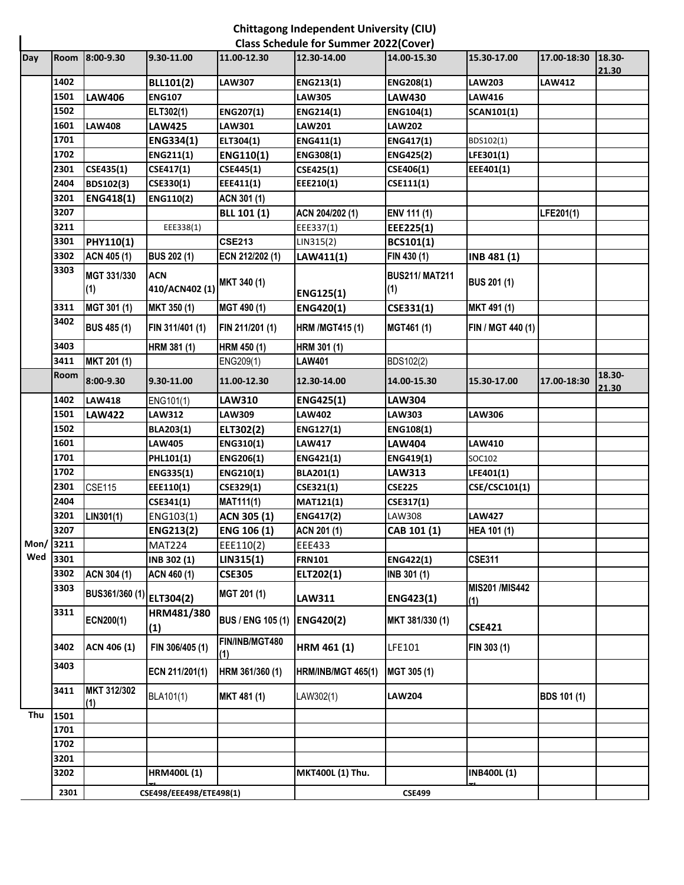# Chittagong Independent University (CIU)

## Class Schedule for Summer 2022(Cover)

| Day | Room | 8:00-9.30 | 9.30-11.00 | 11.00-12.30 | 12.30-14.00 | 14.00-15.30 | 15.30-17.00 | 17.00-18:30 | 18.30-21.30 |
|---|---|---|---|---|---|---|---|---|---|
| | 1402 | | BLL101(2) | LAW307 | ENG213(1) | ENG208(1) | LAW203 | LAW412 | |
| | 1501 | LAW406 | ENG107 | | LAW305 | LAW430 | LAW416 | | |
| | 1502 | | ELT302(1) | ENG207(1) | ENG214(1) | ENG104(1) | SCAN101(1) | | |
| | 1601 | LAW408 | LAW425 | LAW301 | LAW201 | LAW202 | | | |
| | 1701 | | ENG334(1) | ELT304(1) | ENG411(1) | ENG417(1) | BDS102(1) | | |
| | 1702 | | ENG211(1) | ENG110(1) | ENG308(1) | ENG425(2) | LFE301(1) | | |
| | 2301 | CSE435(1) | CSE417(1) | CSE445(1) | CSE425(1) | CSE406(1) | EEE401(1) | | |
| | 2404 | BDS102(3) | CSE330(1) | EEE411(1) | EEE210(1) | CSE111(1) | | | |
| | 3201 | ENG418(1) | ENG110(2) | ACN 301 (1) | | | | | |
| | 3207 | | | BLL 101 (1) | ACN 204/202 (1) | ENV 111 (1) | | LFE201(1) | |
| | 3211 | | EEE338(1) | | EEE337(1) | EEE225(1) | | | |
| | 3301 | PHY110(1) | | CSE213 | LIN315(2) | BCS101(1) | | | |
| | 3302 | ACN 405 (1) | BUS 202 (1) | ECN 212/202 (1) | LAW411(1) | FIN 430 (1) | INB 481 (1) | | |
| | 3303 | MGT 331/330 (1) | ACN 410/ACN402 (1) | MKT 340 (1) | ENG125(1) | BUS211/ MAT211 (1) | BUS 201 (1) | | |
| | 3311 | MGT 301 (1) | MKT 350 (1) | MGT 490 (1) | ENG420(1) | CSE331(1) | MKT 491 (1) | | |
| | 3402 | BUS 485 (1) | FIN 311/401 (1) | FIN 211/201 (1) | HRM /MGT415 (1) | MGT461 (1) | FIN / MGT 440 (1) | | |
| | 3403 | | HRM 381 (1) | HRM 450 (1) | HRM 301 (1) | | | | |
| | 3411 | MKT 201 (1) | | ENG209(1) | LAW401 | BDS102(2) | | | |
| | Room | 8:00-9.30 | 9.30-11.00 | 11.00-12.30 | 12.30-14.00 | 14.00-15.30 | 15.30-17.00 | 17.00-18:30 | 18.30-21.30 |
| | 1402 | LAW418 | ENG101(1) | LAW310 | ENG425(1) | LAW304 | | | |
| | 1501 | LAW422 | LAW312 | LAW309 | LAW402 | LAW303 | LAW306 | | |
| | 1502 | | BLA203(1) | ELT302(2) | ENG127(1) | ENG108(1) | | | |
| | 1601 | | LAW405 | ENG310(1) | LAW417 | LAW404 | LAW410 | | |
| | 1701 | | PHL101(1) | ENG206(1) | ENG421(1) | ENG419(1) | SOC102 | | |
| | 1702 | | ENG335(1) | ENG210(1) | BLA201(1) | LAW313 | LFE401(1) | | |
| | 2301 | CSE115 | EEE110(1) | CSE329(1) | CSE321(1) | CSE225 | CSE/CSC101(1) | | |
| | 2404 | | CSE341(1) | MAT111(1) | MAT121(1) | CSE317(1) | | | |
| | 3201 | LIN301(1) | ENG103(1) | ACN 305 (1) | ENG417(2) | LAW308 | LAW427 | | |
| | 3207 | | ENG213(2) | ENG 106 (1) | ACN 201 (1) | CAB 101 (1) | HEA 101 (1) | | |
| Mon/Wed | 3211 | | MAT224 | EEE110(2) | EEE433 | | | | |
| | 3301 | | INB 302 (1) | LIN315(1) | FRN101 | ENG422(1) | CSE311 | | |
| | 3302 | ACN 304 (1) | ACN 460 (1) | CSE305 | ELT202(1) | INB 301 (1) | | | |
| | 3303 | BUS361/360 (1) | ELT304(2) | MGT 201 (1) | LAW311 | ENG423(1) | MIS201 /MIS442 (1) | | |
| | 3311 | ECN200(1) | HRM481/380 (1) | BUS / ENG 105 (1) | ENG420(2) | MKT 381/330 (1) | CSE421 | | |
| | 3402 | ACN 406 (1) | FIN 306/405 (1) | FIN/INB/MGT480 (1) | HRM 461 (1) | LFE101 | FIN 303 (1) | | |
| | 3403 | | ECN 211/201(1) | HRM 361/360 (1) | HRM/INB/MGT 465(1) | MGT 305 (1) | | | |
| | 3411 | MKT 312/302 (1) | BLA101(1) | MKT 481 (1) | LAW302(1) | LAW204 | | BDS 101 (1) | |
| Thu | 1501 | | | | | | | | |
| | 1701 | | | | | | | | |
| | 1702 | | | | | | | | |
| | 3201 | | | | | | | | |
| | 3202 | | HRM400L (1) | | MKT400L (1) Thu. | | INB400L (1) | | |
| | 2301 | CSE498/EEE498/ETE498(1) | | | CSE499 | | | | |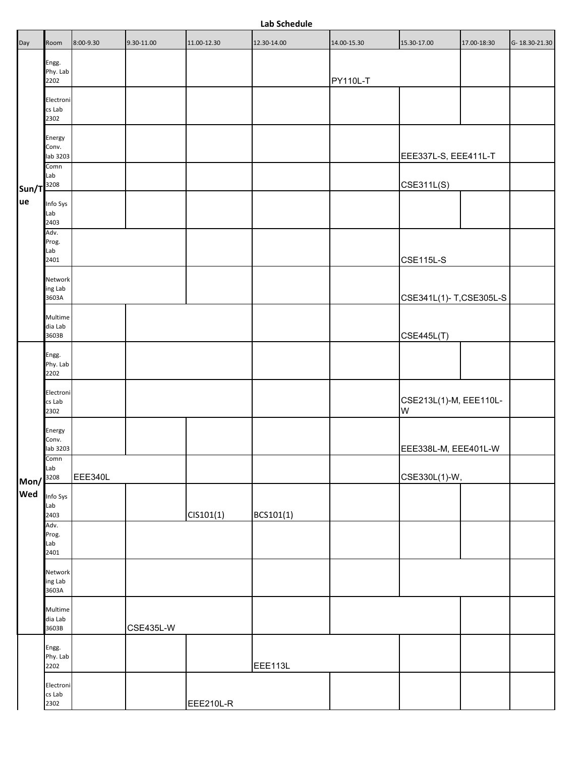**Lab Schedule**

| Day | Room | 8:00-9.30 | 9.30-11.00 | 11.00-12.30 | 12.30-14.00 | 14.00-15.30 | 15.30-17.00 | 17.00-18:30 | G- 18.30-21.30 |
|---|---|---|---|---|---|---|---|---|---|
| Sun/Tue | Engg. Phy. Lab 2202 | | | | | PY110L-T | | | |
| | Electronics Lab 2302 | | | | | | | | |
| | Energy Conv. lab 3203 | | | | | | EEE337L-S, EEE411L-T | | |
| | Comn Lab 3208 | | | | | | CSE311L(S) | | |
| | Info Sys Lab 2403 | | | | | | | | |
| | Adv. Prog. Lab 2401 | | | | | | CSE115L-S | | |
| | Networking Lab 3603A | | | | | | CSE341L(1)- T,CSE305L-S | | |
| | Multimedia Lab 3603B | | | | | | CSE445L(T) | | |
| Mon/Wed | Engg. Phy. Lab 2202 | | | | | | | | |
| | Electronics Lab 2302 | | | | | | CSE213L(1)-M, EEE110L-W | | |
| | Energy Conv. lab 3203 | | | | | | EEE338L-M, EEE401L-W | | |
| | Comn Lab 3208 | EEE340L | | | | | CSE330L(1)-W, | | |
| | Info Sys Lab 2403 | | | CIS101(1) | BCS101(1) | | | | |
| | Adv. Prog. Lab 2401 | | | | | | | | |
| | Networking Lab 3603A | | | | | | | | |
| | Multimedia Lab 3603B | | CSE435L-W | | | | | | |
| | Engg. Phy. Lab 2202 | | | | EEE113L | | | | |
| | Electronics Lab 2302 | | | EEE210L-R | | | | | |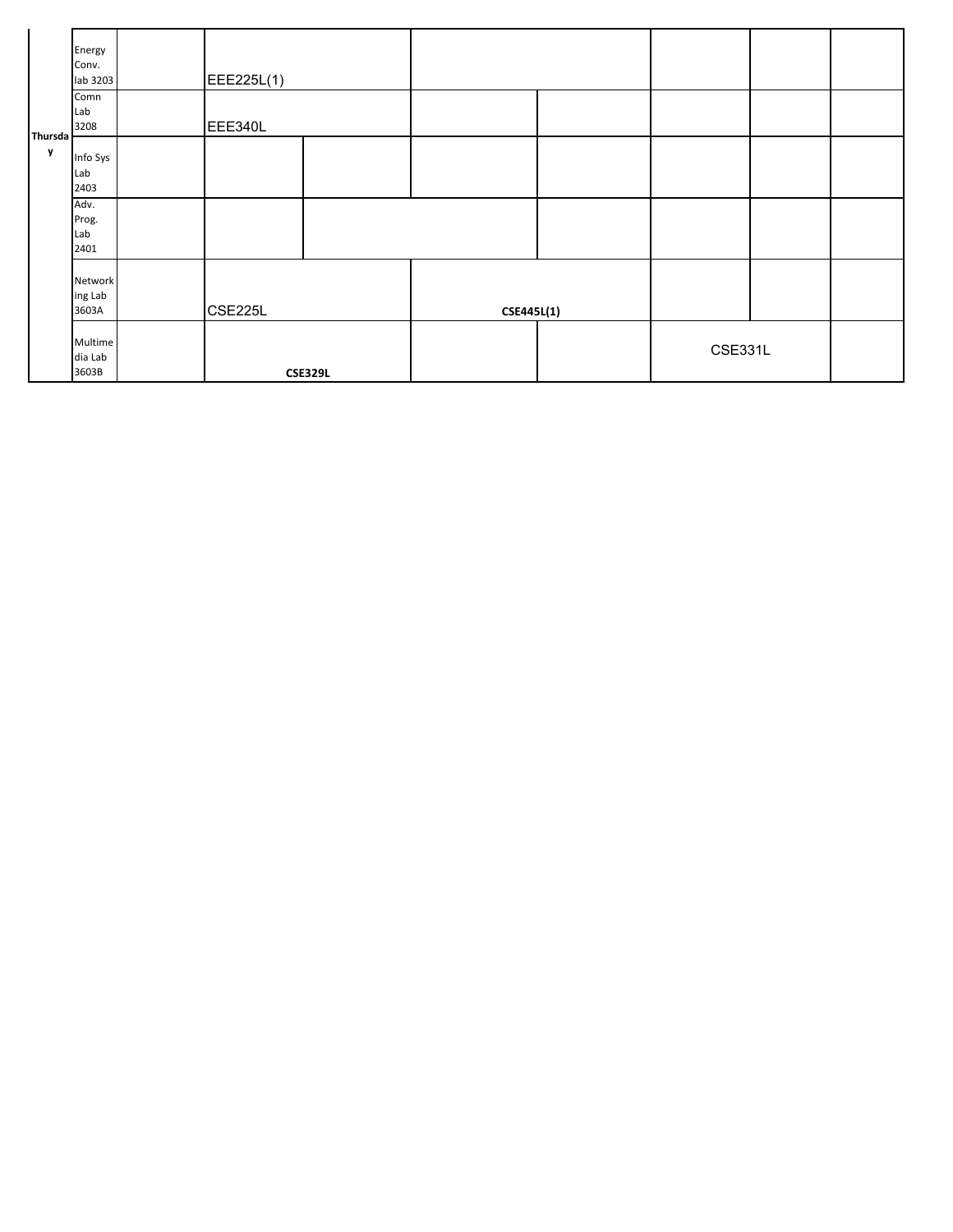| | | | | | | | | | |
|---|---|---|---|---|---|---|---|---|---|
| Thursday | Energy Conv. lab 3203 | | EEE225L(1) | | | | | | |
| | Comn Lab 3208 | | EEE340L | | | | | | |
| | Info Sys Lab 2403 | | | | | | | | |
| | Adv. Prog. Lab 2401 | | | | | | | | |
| | Networking Lab 3603A | | CSE225L | | CSE445L(1) | | | | |
| | Multimedia Lab 3603B | | CSE329L | | | | CSE331L | | |